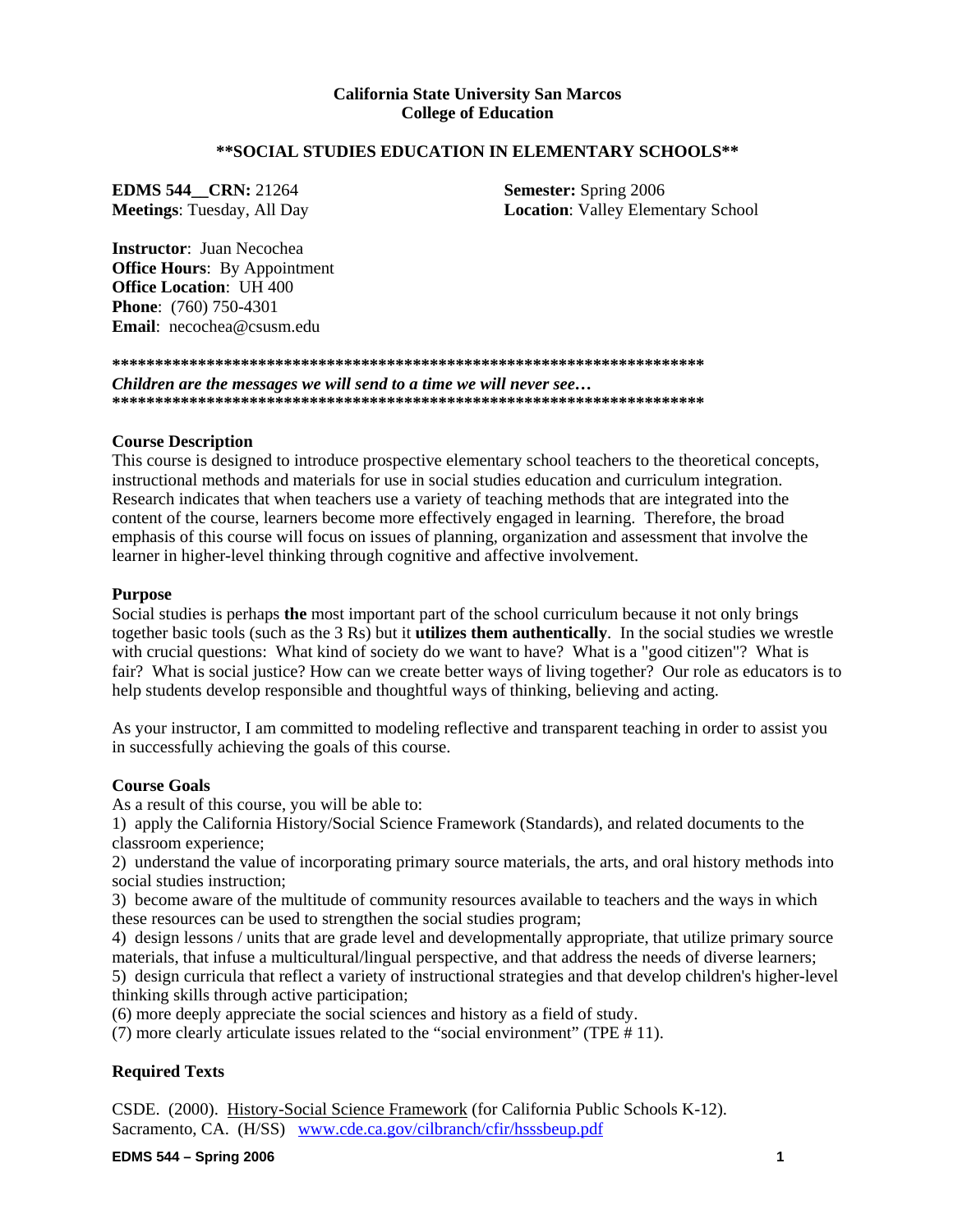**California State University San Marcos**
**College of Education**

## \*\*SOCIAL STUDIES EDUCATION IN ELEMENTARY SCHOOLS\*\*

**EDMS 544__CRN:** 21264
**Meetings**: Tuesday, All Day

**Semester:** Spring 2006
**Location**: Valley Elementary School

**Instructor**: Juan Necochea
**Office Hours**: By Appointment
**Office Location**: UH 400
**Phone**: (760) 750-4301
**Email**: necochea@csusm.edu

**\*\*\*\*\*\*\*\*\*\*\*\*\*\*\*\*\*\*\*\*\*\*\*\*\*\*\*\*\*\*\*\*\*\*\*\*\*\*\*\*\*\*\*\*\*\*\*\*\*\*\*\*\*\*\*\*\*\*\*\*\*\*\*\*\*\*\*\*\*\***

***Children are the messages we will send to a time we will never see…***

**\*\*\*\*\*\*\*\*\*\*\*\*\*\*\*\*\*\*\*\*\*\*\*\*\*\*\*\*\*\*\*\*\*\*\*\*\*\*\*\*\*\*\*\*\*\*\*\*\*\*\*\*\*\*\*\*\*\*\*\*\*\*\*\*\*\*\*\*\*\***

### Course Description

This course is designed to introduce prospective elementary school teachers to the theoretical concepts, instructional methods and materials for use in social studies education and curriculum integration. Research indicates that when teachers use a variety of teaching methods that are integrated into the content of the course, learners become more effectively engaged in learning. Therefore, the broad emphasis of this course will focus on issues of planning, organization and assessment that involve the learner in higher-level thinking through cognitive and affective involvement.

### Purpose

Social studies is perhaps **the** most important part of the school curriculum because it not only brings together basic tools (such as the 3 Rs) but it **utilizes them authentically**. In the social studies we wrestle with crucial questions: What kind of society do we want to have? What is a "good citizen"? What is fair? What is social justice? How can we create better ways of living together? Our role as educators is to help students develop responsible and thoughtful ways of thinking, believing and acting.

As your instructor, I am committed to modeling reflective and transparent teaching in order to assist you in successfully achieving the goals of this course.

### Course Goals

As a result of this course, you will be able to:

1) apply the California History/Social Science Framework (Standards), and related documents to the classroom experience;
2) understand the value of incorporating primary source materials, the arts, and oral history methods into social studies instruction;
3) become aware of the multitude of community resources available to teachers and the ways in which these resources can be used to strengthen the social studies program;
4) design lessons / units that are grade level and developmentally appropriate, that utilize primary source materials, that infuse a multicultural/lingual perspective, and that address the needs of diverse learners;
5) design curricula that reflect a variety of instructional strategies and that develop children's higher-level thinking skills through active participation;
(6) more deeply appreciate the social sciences and history as a field of study.
(7) more clearly articulate issues related to the "social environment" (TPE # 11).

### Required Texts

CSDE. (2000). History-Social Science Framework (for California Public Schools K-12). Sacramento, CA. (H/SS) www.cde.ca.gov/cilbranch/cfir/hsssbeup.pdf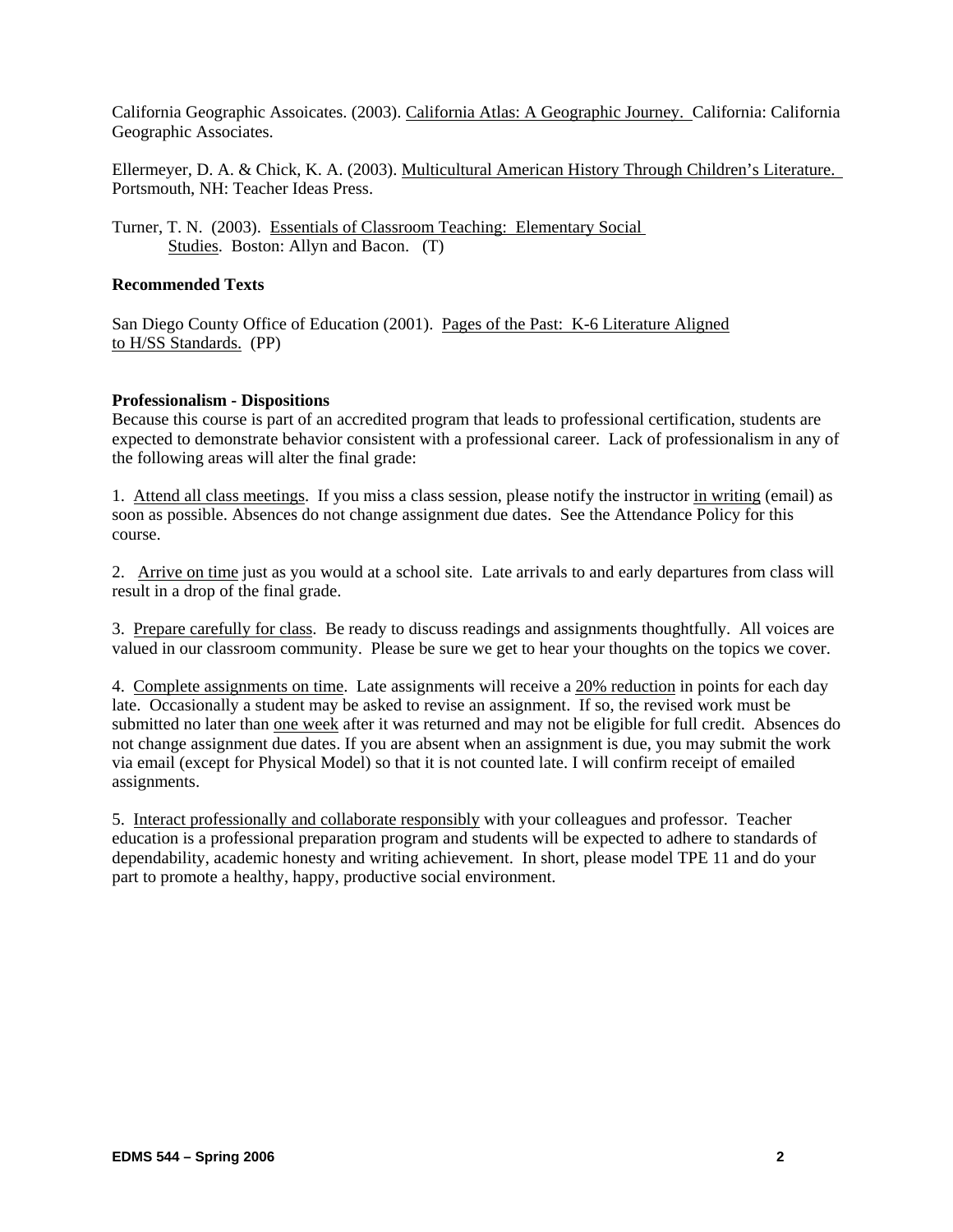California Geographic Assoicates. (2003). California Atlas: A Geographic Journey. California: California Geographic Associates.

Ellermeyer, D. A. & Chick, K. A. (2003). Multicultural American History Through Children's Literature. Portsmouth, NH: Teacher Ideas Press.

Turner, T. N. (2003). Essentials of Classroom Teaching: Elementary Social Studies. Boston: Allyn and Bacon. (T)

**Recommended Texts**

San Diego County Office of Education (2001). Pages of the Past: K-6 Literature Aligned to H/SS Standards. (PP)

**Professionalism - Dispositions**

Because this course is part of an accredited program that leads to professional certification, students are expected to demonstrate behavior consistent with a professional career. Lack of professionalism in any of the following areas will alter the final grade:

1. Attend all class meetings. If you miss a class session, please notify the instructor in writing (email) as soon as possible. Absences do not change assignment due dates. See the Attendance Policy for this course.

2. Arrive on time just as you would at a school site. Late arrivals to and early departures from class will result in a drop of the final grade.

3. Prepare carefully for class. Be ready to discuss readings and assignments thoughtfully. All voices are valued in our classroom community. Please be sure we get to hear your thoughts on the topics we cover.

4. Complete assignments on time. Late assignments will receive a 20% reduction in points for each day late. Occasionally a student may be asked to revise an assignment. If so, the revised work must be submitted no later than one week after it was returned and may not be eligible for full credit. Absences do not change assignment due dates. If you are absent when an assignment is due, you may submit the work via email (except for Physical Model) so that it is not counted late. I will confirm receipt of emailed assignments.

5. Interact professionally and collaborate responsibly with your colleagues and professor. Teacher education is a professional preparation program and students will be expected to adhere to standards of dependability, academic honesty and writing achievement. In short, please model TPE 11 and do your part to promote a healthy, happy, productive social environment.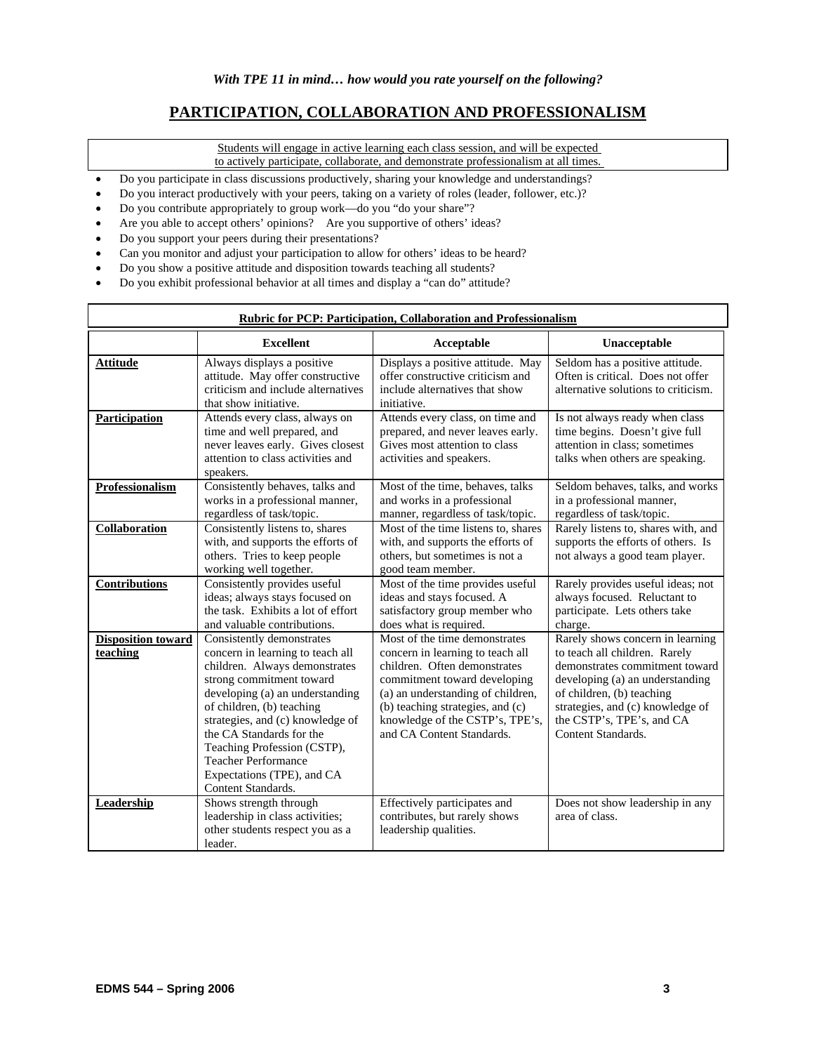*With TPE 11 in mind… how would you rate yourself on the following?*

## PARTICIPATION, COLLABORATION AND PROFESSIONALISM

Students will engage in active learning each class session, and will be expected to actively participate, collaborate, and demonstrate professionalism at all times.

- Do you participate in class discussions productively, sharing your knowledge and understandings?
- Do you interact productively with your peers, taking on a variety of roles (leader, follower, etc.)?
- Do you contribute appropriately to group work—do you "do your share"?
- Are you able to accept others' opinions? Are you supportive of others' ideas?
- Do you support your peers during their presentations?
- Can you monitor and adjust your participation to allow for others' ideas to be heard?
- Do you show a positive attitude and disposition towards teaching all students?
- Do you exhibit professional behavior at all times and display a "can do" attitude?

**Rubric for PCP: Participation, Collaboration and Professionalism**

| | Excellent | Acceptable | Unacceptable |
|---|---|---|---|
| **Attitude** | Always displays a positive attitude. May offer constructive criticism and include alternatives that show initiative. | Displays a positive attitude. May offer constructive criticism and include alternatives that show initiative. | Seldom has a positive attitude. Often is critical. Does not offer alternative solutions to criticism. |
| **Participation** | Attends every class, always on time and well prepared, and never leaves early. Gives closest attention to class activities and speakers. | Attends every class, on time and prepared, and never leaves early. Gives most attention to class activities and speakers. | Is not always ready when class time begins. Doesn't give full attention in class; sometimes talks when others are speaking. |
| **Professionalism** | Consistently behaves, talks and works in a professional manner, regardless of task/topic. | Most of the time, behaves, talks and works in a professional manner, regardless of task/topic. | Seldom behaves, talks, and works in a professional manner, regardless of task/topic. |
| **Collaboration** | Consistently listens to, shares with, and supports the efforts of others. Tries to keep people working well together. | Most of the time listens to, shares with, and supports the efforts of others, but sometimes is not a good team member. | Rarely listens to, shares with, and supports the efforts of others. Is not always a good team player. |
| **Contributions** | Consistently provides useful ideas; always stays focused on the task. Exhibits a lot of effort and valuable contributions. | Most of the time provides useful ideas and stays focused. A satisfactory group member who does what is required. | Rarely provides useful ideas; not always focused. Reluctant to participate. Lets others take charge. |
| **Disposition toward teaching** | Consistently demonstrates concern in learning to teach all children. Always demonstrates strong commitment toward developing (a) an understanding of children, (b) teaching strategies, and (c) knowledge of the CA Standards for the Teaching Profession (CSTP), Teacher Performance Expectations (TPE), and CA Content Standards. | Most of the time demonstrates concern in learning to teach all children. Often demonstrates commitment toward developing (a) an understanding of children, (b) teaching strategies, and (c) knowledge of the CSTP's, TPE's, and CA Content Standards. | Rarely shows concern in learning to teach all children. Rarely demonstrates commitment toward developing (a) an understanding of children, (b) teaching strategies, and (c) knowledge of the CSTP's, TPE's, and CA Content Standards. |
| **Leadership** | Shows strength through leadership in class activities; other students respect you as a leader. | Effectively participates and contributes, but rarely shows leadership qualities. | Does not show leadership in any area of class. |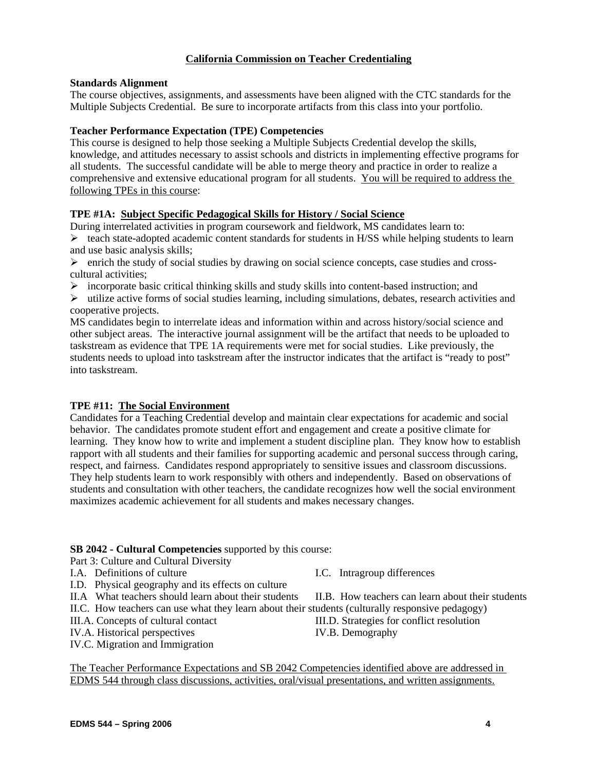## California Commission on Teacher Credentialing

**Standards Alignment**

The course objectives, assignments, and assessments have been aligned with the CTC standards for the Multiple Subjects Credential. Be sure to incorporate artifacts from this class into your portfolio.

**Teacher Performance Expectation (TPE) Competencies**

This course is designed to help those seeking a Multiple Subjects Credential develop the skills, knowledge, and attitudes necessary to assist schools and districts in implementing effective programs for all students. The successful candidate will be able to merge theory and practice in order to realize a comprehensive and extensive educational program for all students. <u>You will be required to address the following TPEs in this course</u>:

**TPE #1A: <u>Subject Specific Pedagogical Skills for History / Social Science</u>**

During interrelated activities in program coursework and fieldwork, MS candidates learn to:

- teach state-adopted academic content standards for students in H/SS while helping students to learn and use basic analysis skills;
- enrich the study of social studies by drawing on social science concepts, case studies and cross-cultural activities;
- incorporate basic critical thinking skills and study skills into content-based instruction; and
- utilize active forms of social studies learning, including simulations, debates, research activities and cooperative projects.

MS candidates begin to interrelate ideas and information within and across history/social science and other subject areas. The interactive journal assignment will be the artifact that needs to be uploaded to taskstream as evidence that TPE 1A requirements were met for social studies. Like previously, the students needs to upload into taskstream after the instructor indicates that the artifact is "ready to post" into taskstream.

**TPE #11: <u>The Social Environment</u>**

Candidates for a Teaching Credential develop and maintain clear expectations for academic and social behavior. The candidates promote student effort and engagement and create a positive climate for learning. They know how to write and implement a student discipline plan. They know how to establish rapport with all students and their families for supporting academic and personal success through caring, respect, and fairness. Candidates respond appropriately to sensitive issues and classroom discussions. They help students learn to work responsibly with others and independently. Based on observations of students and consultation with other teachers, the candidate recognizes how well the social environment maximizes academic achievement for all students and makes necessary changes.

**SB 2042 - Cultural Competencies** supported by this course:

Part 3: Culture and Cultural Diversity

- I.A. Definitions of culture
- I.C. Intragroup differences
- I.D. Physical geography and its effects on culture
- II.A What teachers should learn about their students
- II.B. How teachers can learn about their students
- II.C. How teachers can use what they learn about their students (culturally responsive pedagogy)
- III.A. Concepts of cultural contact
- III.D. Strategies for conflict resolution
- IV.A. Historical perspectives
- IV.B. Demography
- IV.C. Migration and Immigration

<u>The Teacher Performance Expectations and SB 2042 Competencies identified above are addressed in EDMS 544 through class discussions, activities, oral/visual presentations, and written assignments.</u>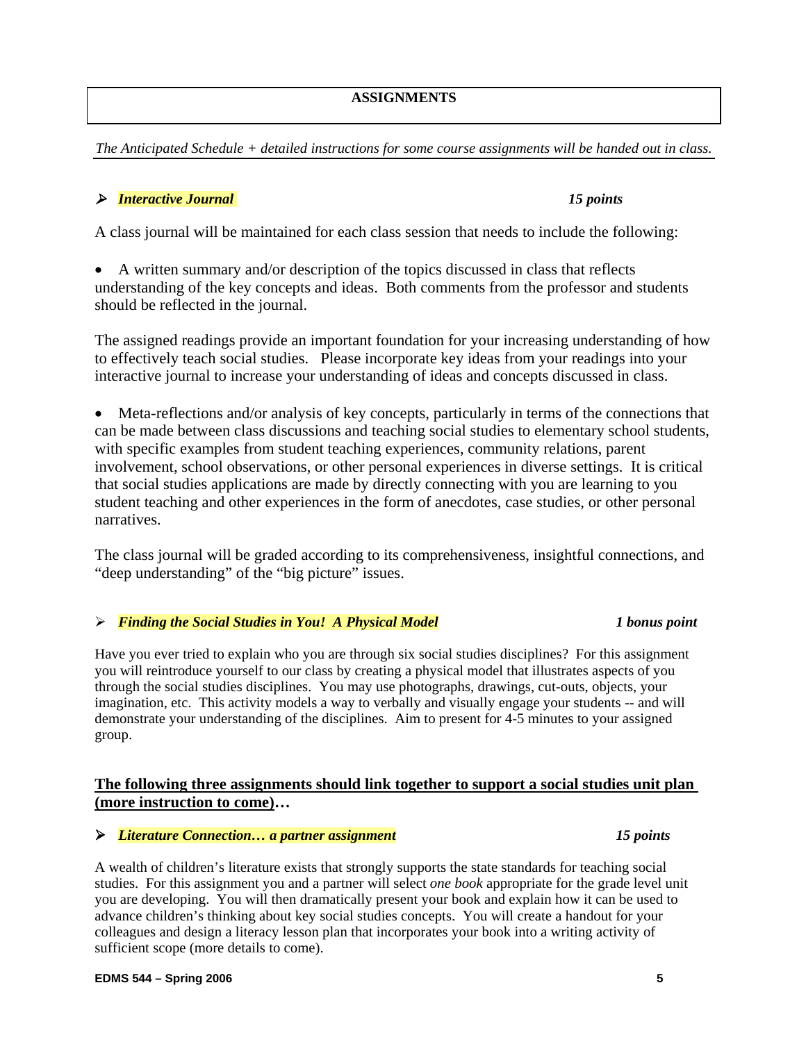## ASSIGNMENTS

*The Anticipated Schedule + detailed instructions for some course assignments will be handed out in class.*

- ***Interactive Journal*** ***15 points***

A class journal will be maintained for each class session that needs to include the following:

- A written summary and/or description of the topics discussed in class that reflects understanding of the key concepts and ideas. Both comments from the professor and students should be reflected in the journal.

The assigned readings provide an important foundation for your increasing understanding of how to effectively teach social studies. Please incorporate key ideas from your readings into your interactive journal to increase your understanding of ideas and concepts discussed in class.

- Meta-reflections and/or analysis of key concepts, particularly in terms of the connections that can be made between class discussions and teaching social studies to elementary school students, with specific examples from student teaching experiences, community relations, parent involvement, school observations, or other personal experiences in diverse settings. It is critical that social studies applications are made by directly connecting with you are learning to you student teaching and other experiences in the form of anecdotes, case studies, or other personal narratives.

The class journal will be graded according to its comprehensiveness, insightful connections, and "deep understanding" of the "big picture" issues.

- ***Finding the Social Studies in You! A Physical Model*** ***1 bonus point***

Have you ever tried to explain who you are through six social studies disciplines? For this assignment you will reintroduce yourself to our class by creating a physical model that illustrates aspects of you through the social studies disciplines. You may use photographs, drawings, cut-outs, objects, your imagination, etc. This activity models a way to verbally and visually engage your students -- and will demonstrate your understanding of the disciplines. Aim to present for 4-5 minutes to your assigned group.

**The following three assignments should link together to support a social studies unit plan (more instruction to come)…**

- ***Literature Connection… a partner assignment*** ***15 points***

A wealth of children's literature exists that strongly supports the state standards for teaching social studies. For this assignment you and a partner will select *one book* appropriate for the grade level unit you are developing. You will then dramatically present your book and explain how it can be used to advance children's thinking about key social studies concepts. You will create a handout for your colleagues and design a literacy lesson plan that incorporates your book into a writing activity of sufficient scope (more details to come).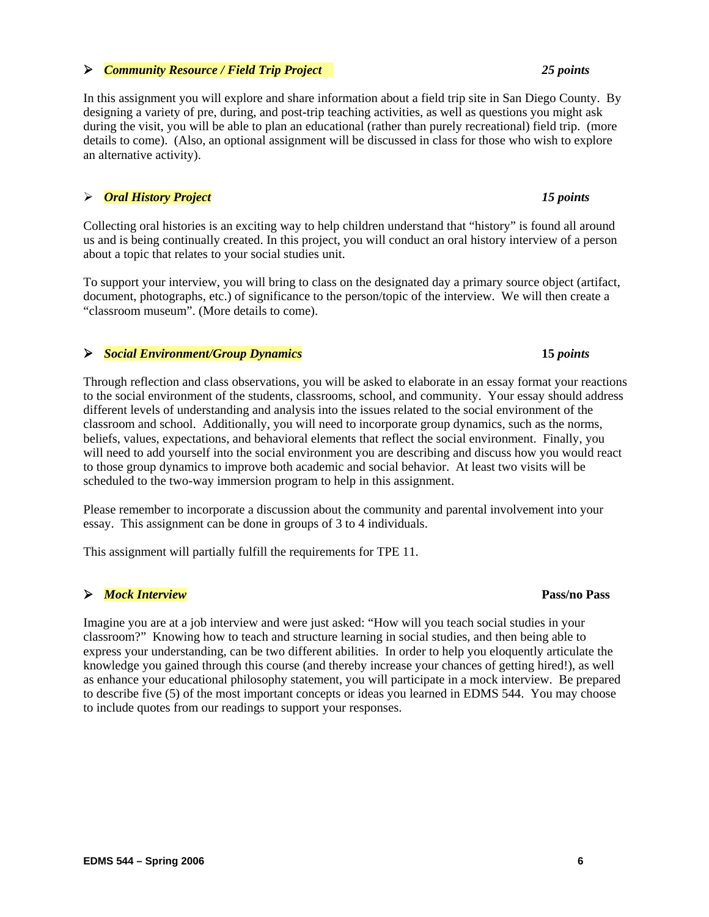- ***Community Resource / Field Trip Project*** *25 points*

In this assignment you will explore and share information about a field trip site in San Diego County. By designing a variety of pre, during, and post-trip teaching activities, as well as questions you might ask during the visit, you will be able to plan an educational (rather than purely recreational) field trip. (more details to come). (Also, an optional assignment will be discussed in class for those who wish to explore an alternative activity).

- ***Oral History Project*** *15 points*

Collecting oral histories is an exciting way to help children understand that "history" is found all around us and is being continually created. In this project, you will conduct an oral history interview of a person about a topic that relates to your social studies unit.

To support your interview, you will bring to class on the designated day a primary source object (artifact, document, photographs, etc.) of significance to the person/topic of the interview. We will then create a "classroom museum". (More details to come).

- ***Social Environment/Group Dynamics*** **15** *points*

Through reflection and class observations, you will be asked to elaborate in an essay format your reactions to the social environment of the students, classrooms, school, and community. Your essay should address different levels of understanding and analysis into the issues related to the social environment of the classroom and school. Additionally, you will need to incorporate group dynamics, such as the norms, beliefs, values, expectations, and behavioral elements that reflect the social environment. Finally, you will need to add yourself into the social environment you are describing and discuss how you would react to those group dynamics to improve both academic and social behavior. At least two visits will be scheduled to the two-way immersion program to help in this assignment.

Please remember to incorporate a discussion about the community and parental involvement into your essay. This assignment can be done in groups of 3 to 4 individuals.

This assignment will partially fulfill the requirements for TPE 11.

- ***Mock Interview*** **Pass/no Pass**

Imagine you are at a job interview and were just asked: "How will you teach social studies in your classroom?" Knowing how to teach and structure learning in social studies, and then being able to express your understanding, can be two different abilities. In order to help you eloquently articulate the knowledge you gained through this course (and thereby increase your chances of getting hired!), as well as enhance your educational philosophy statement, you will participate in a mock interview. Be prepared to describe five (5) of the most important concepts or ideas you learned in EDMS 544. You may choose to include quotes from our readings to support your responses.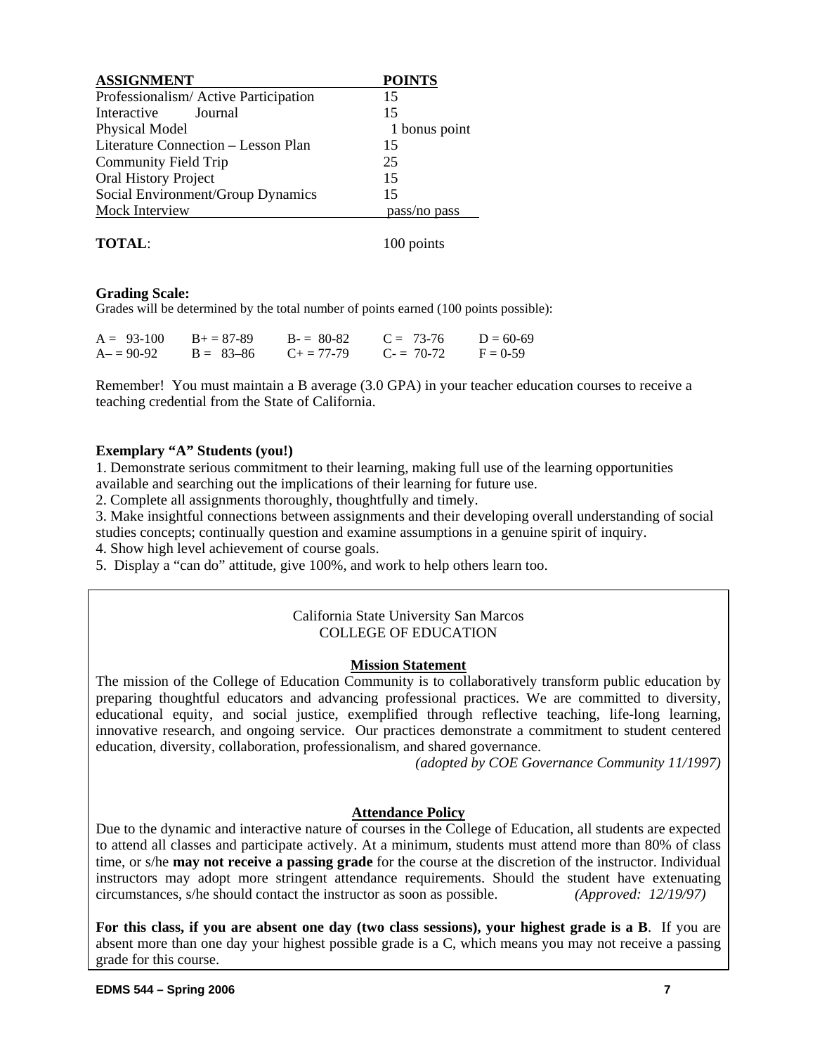| ASSIGNMENT | POINTS |
|---|---|
| Professionalism/ Active Participation | 15 |
| Interactive Journal | 15 |
| Physical Model | 1 bonus point |
| Literature Connection – Lesson Plan | 15 |
| Community Field Trip | 25 |
| Oral History Project | 15 |
| Social Environment/Group Dynamics | 15 |
| Mock Interview | pass/no pass |
| **TOTAL**: | 100 points |

**Grading Scale:**

Grades will be determined by the total number of points earned (100 points possible):

| | | | | |
|---|---|---|---|---|
| A = 93-100 | B+ = 87-89 | B- = 80-82 | C = 73-76 | D = 60-69 |
| A– = 90-92 | B = 83–86 | C+ = 77-79 | C- = 70-72 | F = 0-59 |

Remember! You must maintain a B average (3.0 GPA) in your teacher education courses to receive a teaching credential from the State of California.

**Exemplary "A" Students (you!)**

1. Demonstrate serious commitment to their learning, making full use of the learning opportunities available and searching out the implications of their learning for future use.
2. Complete all assignments thoroughly, thoughtfully and timely.
3. Make insightful connections between assignments and their developing overall understanding of social studies concepts; continually question and examine assumptions in a genuine spirit of inquiry.
4. Show high level achievement of course goals.
5. Display a "can do" attitude, give 100%, and work to help others learn too.

California State University San Marcos
COLLEGE OF EDUCATION

**Mission Statement**

The mission of the College of Education Community is to collaboratively transform public education by preparing thoughtful educators and advancing professional practices. We are committed to diversity, educational equity, and social justice, exemplified through reflective teaching, life-long learning, innovative research, and ongoing service. Our practices demonstrate a commitment to student centered education, diversity, collaboration, professionalism, and shared governance.

*(adopted by COE Governance Community 11/1997)*

**Attendance Policy**

Due to the dynamic and interactive nature of courses in the College of Education, all students are expected to attend all classes and participate actively. At a minimum, students must attend more than 80% of class time, or s/he **may not receive a passing grade** for the course at the discretion of the instructor. Individual instructors may adopt more stringent attendance requirements. Should the student have extenuating circumstances, s/he should contact the instructor as soon as possible. *(Approved: 12/19/97)*

**For this class, if you are absent one day (two class sessions), your highest grade is a B**. If you are absent more than one day your highest possible grade is a C, which means you may not receive a passing grade for this course.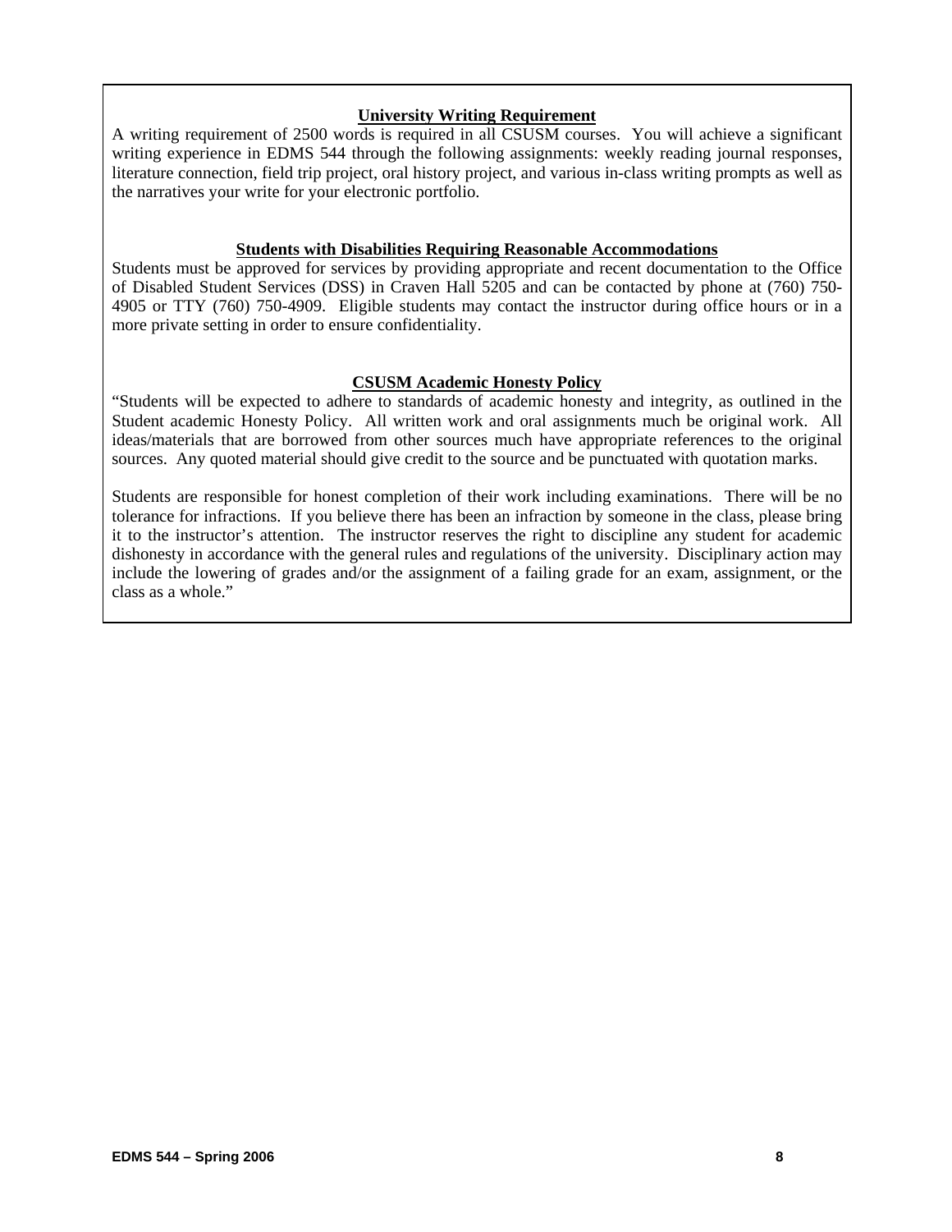### University Writing Requirement

A writing requirement of 2500 words is required in all CSUSM courses. You will achieve a significant writing experience in EDMS 544 through the following assignments: weekly reading journal responses, literature connection, field trip project, oral history project, and various in-class writing prompts as well as the narratives your write for your electronic portfolio.

### Students with Disabilities Requiring Reasonable Accommodations

Students must be approved for services by providing appropriate and recent documentation to the Office of Disabled Student Services (DSS) in Craven Hall 5205 and can be contacted by phone at (760) 750-4905 or TTY (760) 750-4909. Eligible students may contact the instructor during office hours or in a more private setting in order to ensure confidentiality.

### CSUSM Academic Honesty Policy

"Students will be expected to adhere to standards of academic honesty and integrity, as outlined in the Student academic Honesty Policy. All written work and oral assignments much be original work. All ideas/materials that are borrowed from other sources much have appropriate references to the original sources. Any quoted material should give credit to the source and be punctuated with quotation marks.

Students are responsible for honest completion of their work including examinations. There will be no tolerance for infractions. If you believe there has been an infraction by someone in the class, please bring it to the instructor's attention. The instructor reserves the right to discipline any student for academic dishonesty in accordance with the general rules and regulations of the university. Disciplinary action may include the lowering of grades and/or the assignment of a failing grade for an exam, assignment, or the class as a whole."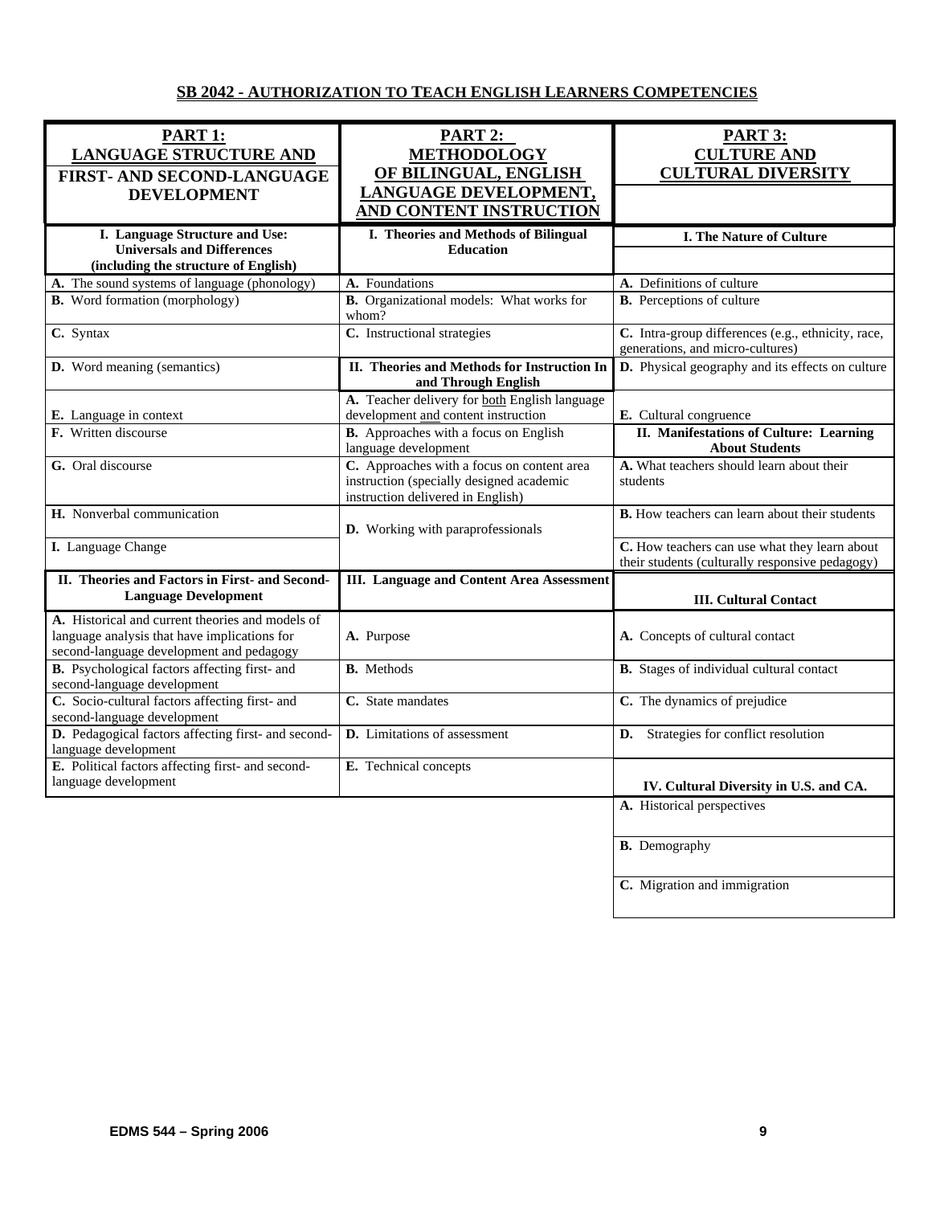## SB 2042 - AUTHORIZATION TO TEACH ENGLISH LEARNERS COMPETENCIES

| PART 1: LANGUAGE STRUCTURE AND FIRST- AND SECOND-LANGUAGE DEVELOPMENT | PART 2: METHODOLOGY OF BILINGUAL, ENGLISH LANGUAGE DEVELOPMENT, AND CONTENT INSTRUCTION | PART 3: CULTURE AND CULTURAL DIVERSITY |
|---|---|---|
| **I. Language Structure and Use: Universals and Differences (including the structure of English)** | **I. Theories and Methods of Bilingual Education** | **I. The Nature of Culture** |
| **A.** The sound systems of language (phonology) | **A.** Foundations | **A.** Definitions of culture |
| **B.** Word formation (morphology) | **B.** Organizational models: What works for whom? | **B.** Perceptions of culture |
| **C.** Syntax | **C.** Instructional strategies | **C.** Intra-group differences (e.g., ethnicity, race, generations, and micro-cultures) |
| **D.** Word meaning (semantics) | **II. Theories and Methods for Instruction In and Through English** | **D.** Physical geography and its effects on culture |
| **E.** Language in context | **A.** Teacher delivery for both English language development and content instruction | **E.** Cultural congruence |
| **F.** Written discourse | **B.** Approaches with a focus on English language development | **II. Manifestations of Culture: Learning About Students** |
| **G.** Oral discourse | **C.** Approaches with a focus on content area instruction (specially designed academic instruction delivered in English) | **A.** What teachers should learn about their students |
| **H.** Nonverbal communication | **D.** Working with paraprofessionals | **B.** How teachers can learn about their students |
| **I.** Language Change | | **C.** How teachers can use what they learn about their students (culturally responsive pedagogy) |
| **II. Theories and Factors in First- and Second-Language Development** | **III. Language and Content Area Assessment** | **III. Cultural Contact** |
| **A.** Historical and current theories and models of language analysis that have implications for second-language development and pedagogy | **A.** Purpose | **A.** Concepts of cultural contact |
| **B.** Psychological factors affecting first- and second-language development | **B.** Methods | **B.** Stages of individual cultural contact |
| **C.** Socio-cultural factors affecting first- and second-language development | **C.** State mandates | **C.** The dynamics of prejudice |
| **D.** Pedagogical factors affecting first- and second-language development | **D.** Limitations of assessment | **D.** Strategies for conflict resolution |
| **E.** Political factors affecting first- and second-language development | **E.** Technical concepts | **IV. Cultural Diversity in U.S. and CA.** |
| | | **A.** Historical perspectives |
| | | **B.** Demography |
| | | **C.** Migration and immigration |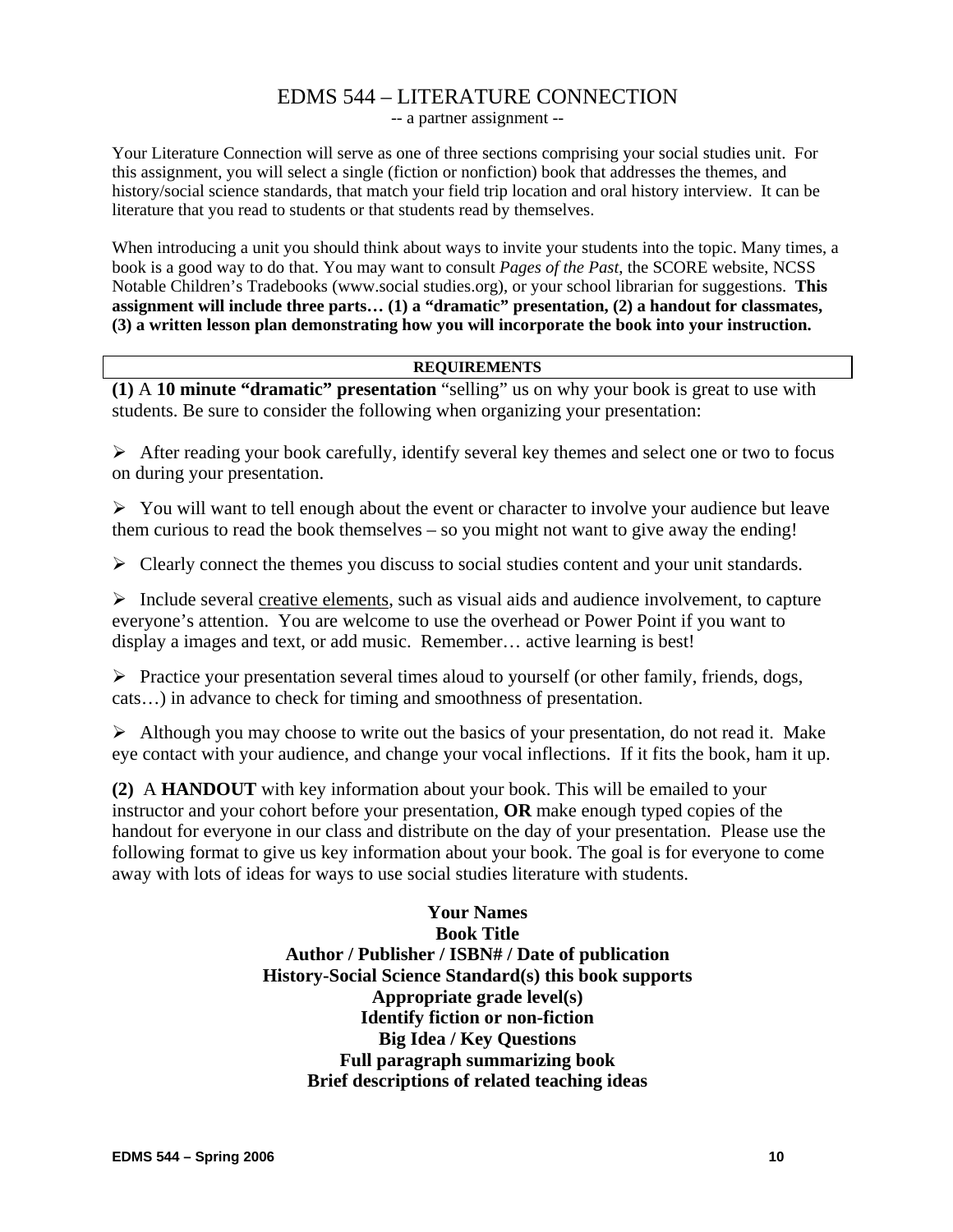# EDMS 544 – LITERATURE CONNECTION

-- a partner assignment --

Your Literature Connection will serve as one of three sections comprising your social studies unit. For this assignment, you will select a single (fiction or nonfiction) book that addresses the themes, and history/social science standards, that match your field trip location and oral history interview. It can be literature that you read to students or that students read by themselves.

When introducing a unit you should think about ways to invite your students into the topic. Many times, a book is a good way to do that. You may want to consult *Pages of the Past*, the SCORE website, NCSS Notable Children's Tradebooks (www.social studies.org), or your school librarian for suggestions. **This assignment will include three parts… (1) a "dramatic" presentation, (2) a handout for classmates, (3) a written lesson plan demonstrating how you will incorporate the book into your instruction.**

## REQUIREMENTS

**(1)** A **10 minute "dramatic" presentation** "selling" us on why your book is great to use with students. Be sure to consider the following when organizing your presentation:

- After reading your book carefully, identify several key themes and select one or two to focus on during your presentation.
- You will want to tell enough about the event or character to involve your audience but leave them curious to read the book themselves – so you might not want to give away the ending!
- Clearly connect the themes you discuss to social studies content and your unit standards.
- Include several <u>creative elements</u>, such as visual aids and audience involvement, to capture everyone's attention. You are welcome to use the overhead or Power Point if you want to display a images and text, or add music. Remember… active learning is best!
- Practice your presentation several times aloud to yourself (or other family, friends, dogs, cats…) in advance to check for timing and smoothness of presentation.
- Although you may choose to write out the basics of your presentation, do not read it. Make eye contact with your audience, and change your vocal inflections. If it fits the book, ham it up.

**(2)** A **HANDOUT** with key information about your book. This will be emailed to your instructor and your cohort before your presentation, **OR** make enough typed copies of the handout for everyone in our class and distribute on the day of your presentation. Please use the following format to give us key information about your book. The goal is for everyone to come away with lots of ideas for ways to use social studies literature with students.

**Your Names**
**Book Title**
**Author / Publisher / ISBN# / Date of publication**
**History-Social Science Standard(s) this book supports**
**Appropriate grade level(s)**
**Identify fiction or non-fiction**
**Big Idea / Key Questions**
**Full paragraph summarizing book**
**Brief descriptions of related teaching ideas**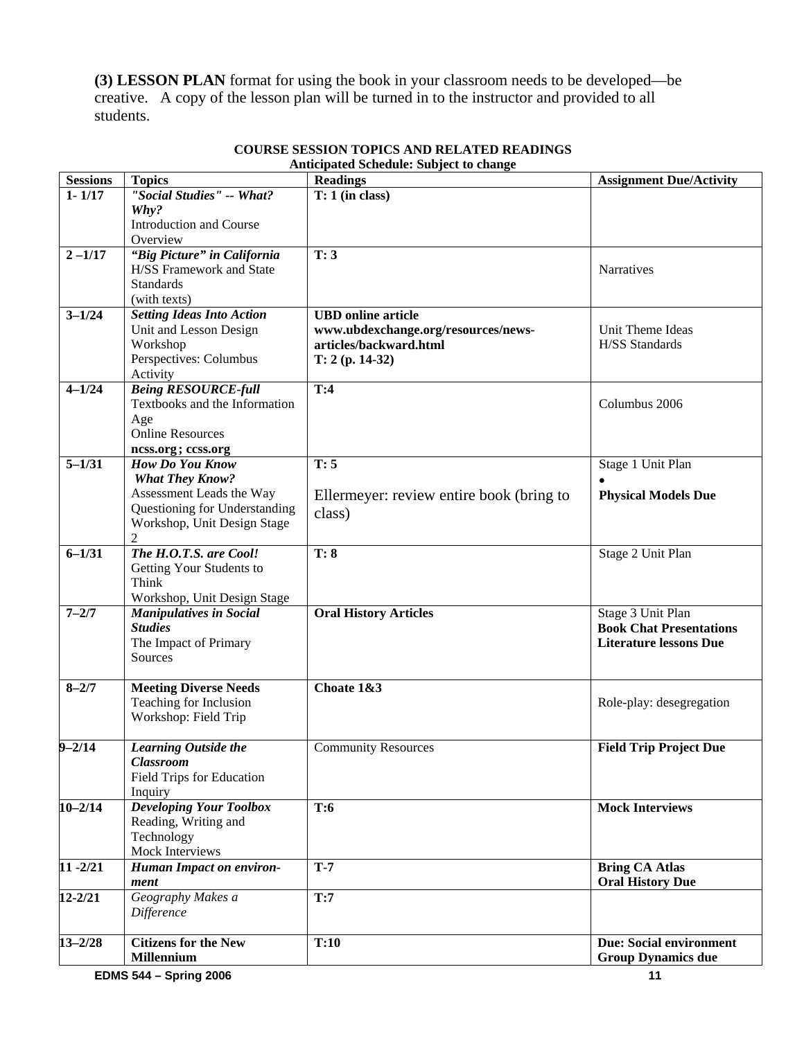**(3) LESSON PLAN** format for using the book in your classroom needs to be developed—be creative. A copy of the lesson plan will be turned in to the instructor and provided to all students.

**COURSE SESSION TOPICS AND RELATED READINGS**
**Anticipated Schedule: Subject to change**

| Sessions | Topics | Readings | Assignment Due/Activity |
|---|---|---|---|
| **1- 1/17** | ***"Social Studies" -- What? Why?*** Introduction and Course Overview | **T: 1 (in class)** | |
| **2 –1/17** | ***"Big Picture" in California*** H/SS Framework and State Standards (with texts) | **T: 3** | Narratives |
| **3–1/24** | ***Setting Ideas Into Action*** Unit and Lesson Design Workshop Perspectives: Columbus Activity | **UBD online article www.ubdexchange.org/resources/news-articles/backward.html T: 2 (p. 14-32)** | Unit Theme Ideas H/SS Standards |
| **4–1/24** | ***Being RESOURCE-full*** Textbooks and the Information Age Online Resources **ncss.org ; ccss.org** | **T:4** | Columbus 2006 |
| **5–1/31** | ***How Do You Know What They Know?*** Assessment Leads the Way Questioning for Understanding Workshop, Unit Design Stage 2 | **T: 5** Ellermeyer: review entire book (bring to class) | Stage 1 Unit Plan • **Physical Models Due** |
| **6–1/31** | ***The H.O.T.S. are Cool!*** Getting Your Students to Think Workshop, Unit Design Stage | **T: 8** | Stage 2 Unit Plan |
| **7–2/7** | ***Manipulatives in Social Studies*** The Impact of Primary Sources | **Oral History Articles** | Stage 3 Unit Plan **Book Chat Presentations Literature lessons Due** |
| **8–2/7** | **Meeting Diverse Needs** Teaching for Inclusion Workshop: Field Trip | **Choate 1&3** | Role-play: desegregation |
| **9–2/14** | ***Learning Outside the Classroom*** Field Trips for Education Inquiry | Community Resources | **Field Trip Project Due** |
| **10–2/14** | ***Developing Your Toolbox*** Reading, Writing and Technology Mock Interviews | **T:6** | **Mock Interviews** |
| **11 -2/21** | ***Human Impact on environ-ment*** | **T-7** | **Bring CA Atlas Oral History Due** |
| **12-2/21** | *Geography Makes a Difference* | **T:7** | |
| **13–2/28** | **Citizens for the New Millennium** | **T:10** | **Due: Social environment Group Dynamics due** |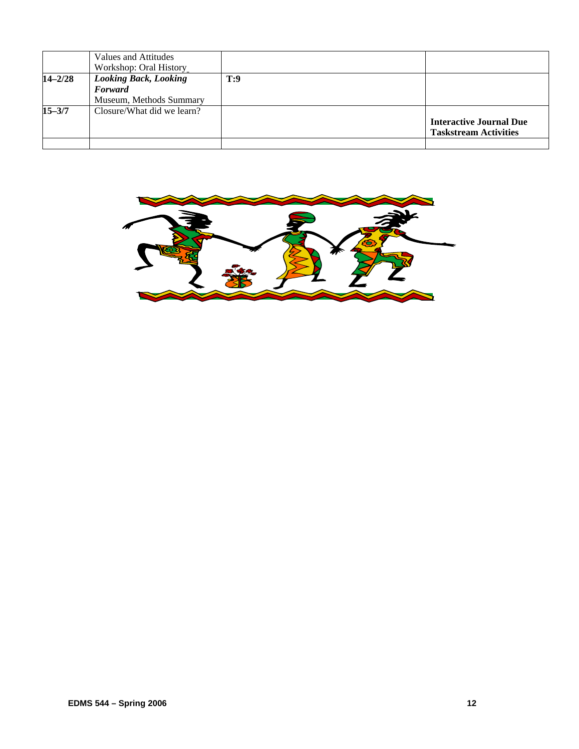| | | | |
|---|---|---|---|
| | Values and Attitudes<br>Workshop: Oral History | | |
| **14–2/28** | ***Looking Back, Looking Forward***<br>Museum, Methods Summary | **T:9** | |
| **15–3/7** | Closure/What did we learn? | | **Interactive Journal Due**<br>**Taskstream Activities** |
| | | | |